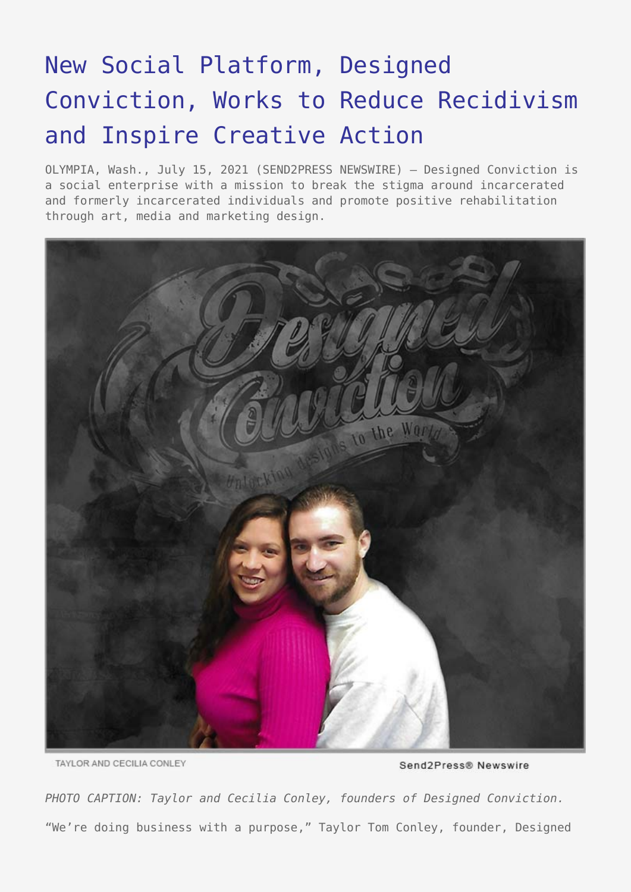# New Social Platform, Designed Conviction, Works to Reduce Recidivism and Inspire Creative Action

OLYMPIA, Wash., July 15, 2021 (SEND2PRESS NEWSWIRE) — Designed Conviction is a social enterprise with a mission to break the stigma around incarcerated and formerly incarcerated individuals and promote positive rehabilitation through art, media and marketing design.

TAYLOR AND CECILIA CONLEY

Send2Press® Newswire

*PHOTO CAPTION: Taylor and Cecilia Conley, founders of Designed Conviction.*

"We're doing business with a purpose," Taylor Tom Conley, founder, Designed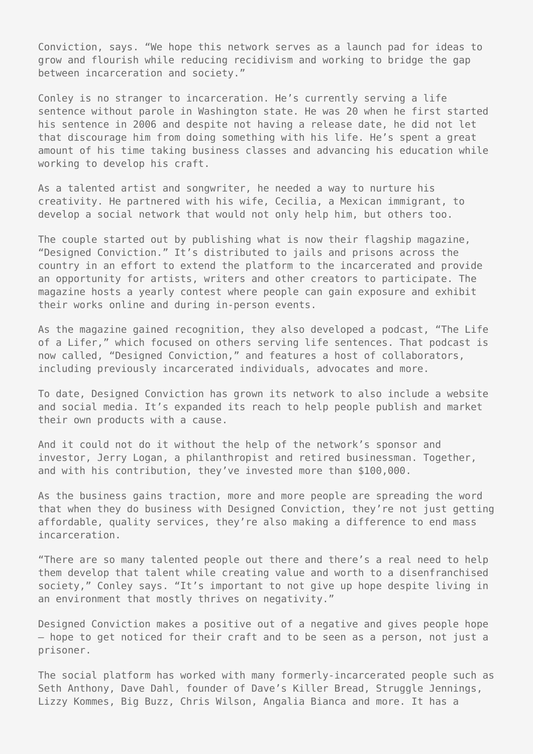Conviction, says. “We hope this network serves as a launch pad for ideas to grow and flourish while reducing recidivism and working to bridge the gap between incarceration and society.”

Conley is no stranger to incarceration. He’s currently serving a life sentence without parole in Washington state. He was 20 when he first started his sentence in 2006 and despite not having a release date, he did not let that discourage him from doing something with his life. He’s spent a great amount of his time taking business classes and advancing his education while working to develop his craft.

As a talented artist and songwriter, he needed a way to nurture his creativity. He partnered with his wife, Cecilia, a Mexican immigrant, to develop a social network that would not only help him, but others too.

The couple started out by publishing what is now their flagship magazine, “Designed Conviction.” It’s distributed to jails and prisons across the country in an effort to extend the platform to the incarcerated and provide an opportunity for artists, writers and other creators to participate. The magazine hosts a yearly contest where people can gain exposure and exhibit their works online and during in-person events.

As the magazine gained recognition, they also developed a podcast, “The Life of a Lifer,” which focused on others serving life sentences. That podcast is now called, “Designed Conviction,” and features a host of collaborators, including previously incarcerated individuals, advocates and more.

To date, Designed Conviction has grown its network to also include a website and social media. It’s expanded its reach to help people publish and market their own products with a cause.

And it could not do it without the help of the network’s sponsor and investor, Jerry Logan, a philanthropist and retired businessman. Together, and with his contribution, they’ve invested more than $100,000.

As the business gains traction, more and more people are spreading the word that when they do business with Designed Conviction, they’re not just getting affordable, quality services, they’re also making a difference to end mass incarceration.

“There are so many talented people out there and there’s a real need to help them develop that talent while creating value and worth to a disenfranchised society,” Conley says. “It’s important to not give up hope despite living in an environment that mostly thrives on negativity.”

Designed Conviction makes a positive out of a negative and gives people hope — hope to get noticed for their craft and to be seen as a person, not just a prisoner.

The social platform has worked with many formerly-incarcerated people such as Seth Anthony, Dave Dahl, founder of Dave’s Killer Bread, Struggle Jennings, Lizzy Kommes, Big Buzz, Chris Wilson, Angalia Bianca and more. It has a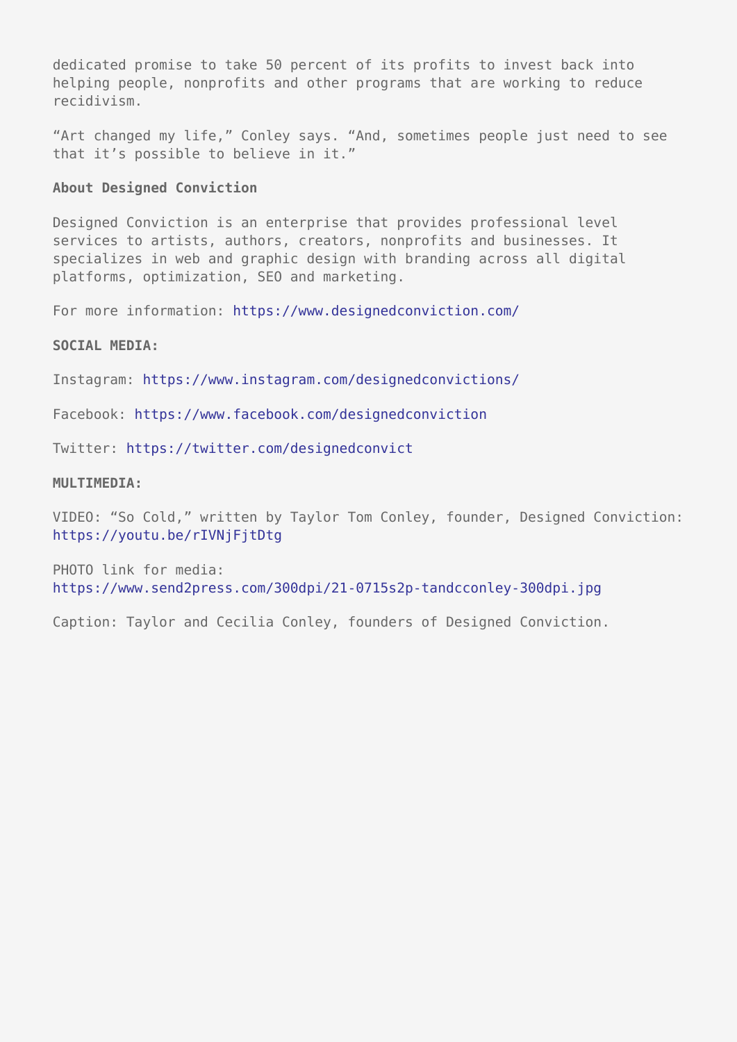dedicated promise to take 50 percent of its profits to invest back into helping people, nonprofits and other programs that are working to reduce recidivism.

“Art changed my life,” Conley says. “And, sometimes people just need to see that it’s possible to believe in it.”

**About Designed Conviction**

Designed Conviction is an enterprise that provides professional level services to artists, authors, creators, nonprofits and businesses. It specializes in web and graphic design with branding across all digital platforms, optimization, SEO and marketing.

For more information: https://www.designedconviction.com/

**SOCIAL MEDIA:**

Instagram: https://www.instagram.com/designedconvictions/

Facebook: https://www.facebook.com/designedconviction

Twitter: https://twitter.com/designedconvict

**MULTIMEDIA:**

VIDEO: “So Cold,” written by Taylor Tom Conley, founder, Designed Conviction: https://youtu.be/rIVNjFjtDtg

PHOTO link for media: https://www.send2press.com/300dpi/21-0715s2p-tandcconley-300dpi.jpg

Caption: Taylor and Cecilia Conley, founders of Designed Conviction.